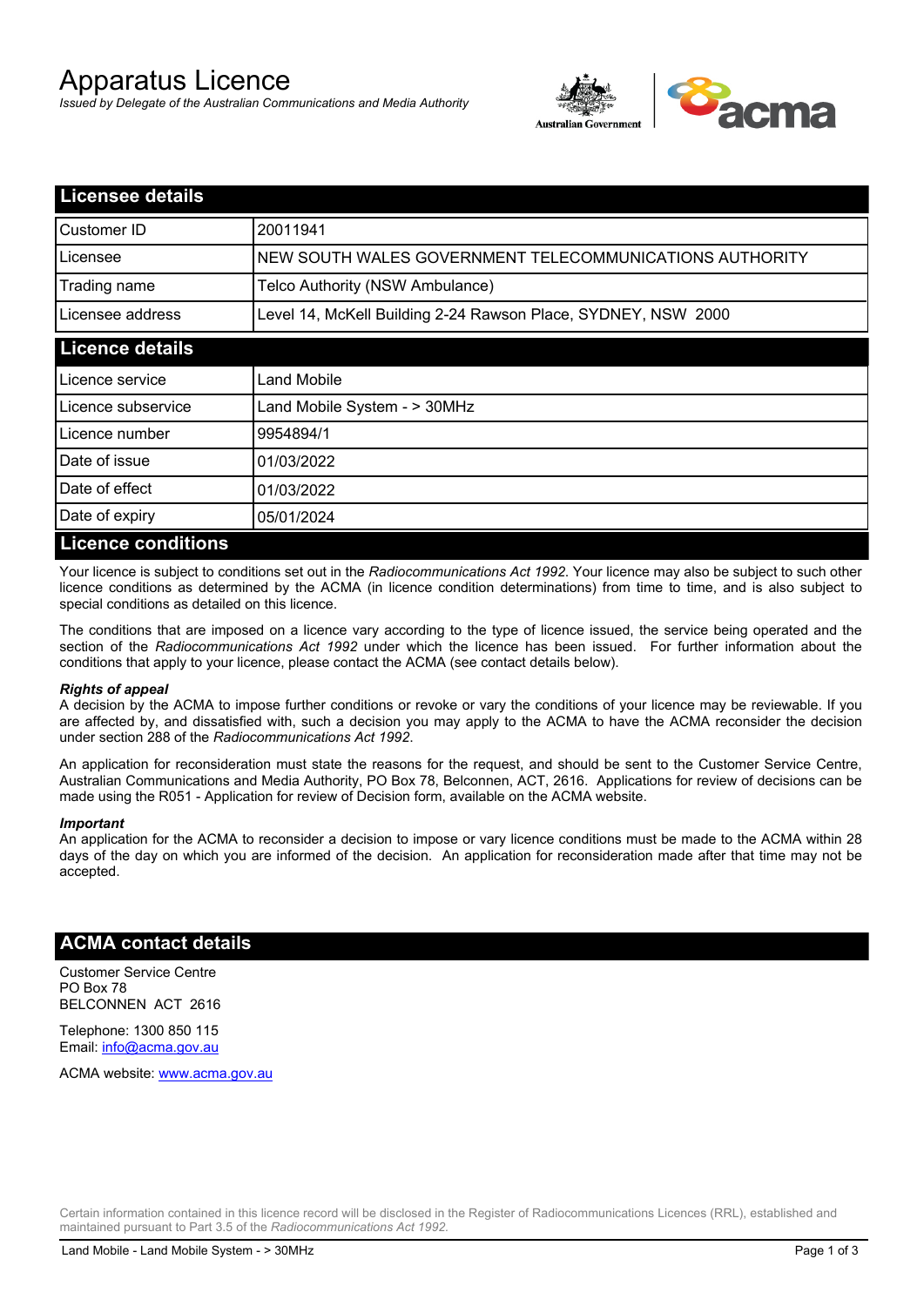# Apparatus Licence

*Issued by Delegate of the Australian Communications and Media Authority*

## Licensee details

| | |
|---|---|
| Customer ID | 20011941 |
| Licensee | NEW SOUTH WALES GOVERNMENT TELECOMMUNICATIONS AUTHORITY |
| Trading name | Telco Authority (NSW Ambulance) |
| Licensee address | Level 14, McKell Building 2-24 Rawson Place, SYDNEY, NSW 2000 |

## Licence details

| | |
|---|---|
| Licence service | Land Mobile |
| Licence subservice | Land Mobile System - > 30MHz |
| Licence number | 9954894/1 |
| Date of issue | 01/03/2022 |
| Date of effect | 01/03/2022 |
| Date of expiry | 05/01/2024 |

## Licence conditions

Your licence is subject to conditions set out in the *Radiocommunications Act 1992*. Your licence may also be subject to such other licence conditions as determined by the ACMA (in licence condition determinations) from time to time, and is also subject to special conditions as detailed on this licence.

The conditions that are imposed on a licence vary according to the type of licence issued, the service being operated and the section of the *Radiocommunications Act 1992* under which the licence has been issued. For further information about the conditions that apply to your licence, please contact the ACMA (see contact details below).

#### *Rights of appeal*

A decision by the ACMA to impose further conditions or revoke or vary the conditions of your licence may be reviewable. If you are affected by, and dissatisfied with, such a decision you may apply to the ACMA to have the ACMA reconsider the decision under section 288 of the *Radiocommunications Act 1992*.

An application for reconsideration must state the reasons for the request, and should be sent to the Customer Service Centre, Australian Communications and Media Authority, PO Box 78, Belconnen, ACT, 2616. Applications for review of decisions can be made using the R051 - Application for review of Decision form, available on the ACMA website.

#### *Important*

An application for the ACMA to reconsider a decision to impose or vary licence conditions must be made to the ACMA within 28 days of the day on which you are informed of the decision. An application for reconsideration made after that time may not be accepted.

## ACMA contact details

Customer Service Centre
PO Box 78
BELCONNEN ACT 2616

Telephone: 1300 850 115
Email: info@acma.gov.au

ACMA website: www.acma.gov.au

Certain information contained in this licence record will be disclosed in the Register of Radiocommunications Licences (RRL), established and maintained pursuant to Part 3.5 of the *Radiocommunications Act 1992.*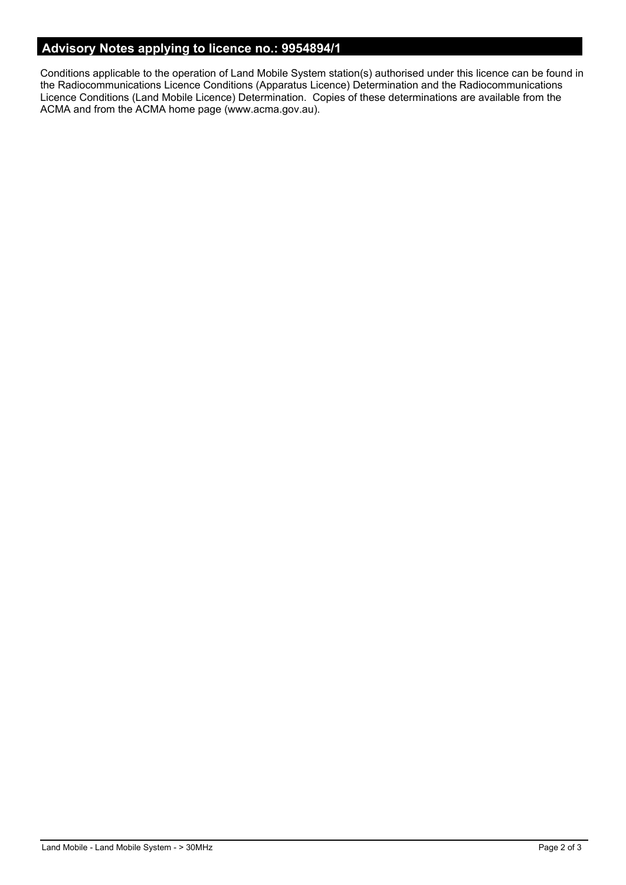## Advisory Notes applying to licence no.: 9954894/1

Conditions applicable to the operation of Land Mobile System station(s) authorised under this licence can be found in the Radiocommunications Licence Conditions (Apparatus Licence) Determination and the Radiocommunications Licence Conditions (Land Mobile Licence) Determination. Copies of these determinations are available from the ACMA and from the ACMA home page (www.acma.gov.au).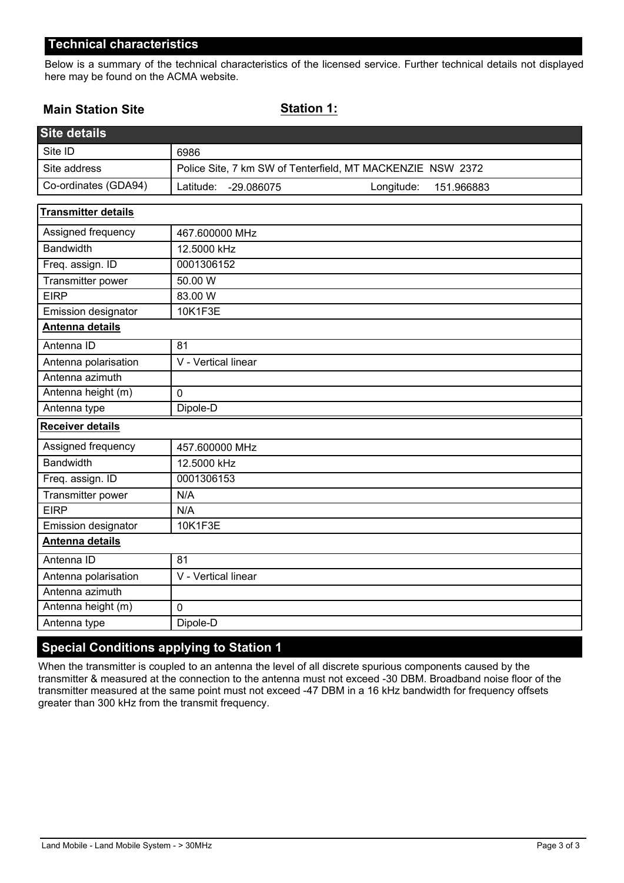## Technical characteristics

Below is a summary of the technical characteristics of the licensed service. Further technical details not displayed here may be found on the ACMA website.

**Main Station Site** **Station 1:**

| Site details | |
|---|---|
| Site ID | 6986 |
| Site address | Police Site, 7 km SW of Tenterfield, MT MACKENZIE NSW 2372 |
| Co-ordinates (GDA94) | Latitude: -29.086075 Longitude: 151.966883 |

| Transmitter details | |
|---|---|
| Assigned frequency | 467.600000 MHz |
| Bandwidth | 12.5000 kHz |
| Freq. assign. ID | 0001306152 |
| Transmitter power | 50.00 W |
| EIRP | 83.00 W |
| Emission designator | 10K1F3E |
| **Antenna details** | |
| Antenna ID | 81 |
| Antenna polarisation | V - Vertical linear |
| Antenna azimuth | |
| Antenna height (m) | 0 |
| Antenna type | Dipole-D |

| Receiver details | |
|---|---|
| Assigned frequency | 457.600000 MHz |
| Bandwidth | 12.5000 kHz |
| Freq. assign. ID | 0001306153 |
| Transmitter power | N/A |
| EIRP | N/A |
| Emission designator | 10K1F3E |
| **Antenna details** | |
| Antenna ID | 81 |
| Antenna polarisation | V - Vertical linear |
| Antenna azimuth | |
| Antenna height (m) | 0 |
| Antenna type | Dipole-D |

## Special Conditions applying to Station 1

When the transmitter is coupled to an antenna the level of all discrete spurious components caused by the transmitter & measured at the connection to the antenna must not exceed -30 DBM. Broadband noise floor of the transmitter measured at the same point must not exceed -47 DBM in a 16 kHz bandwidth for frequency offsets greater than 300 kHz from the transmit frequency.